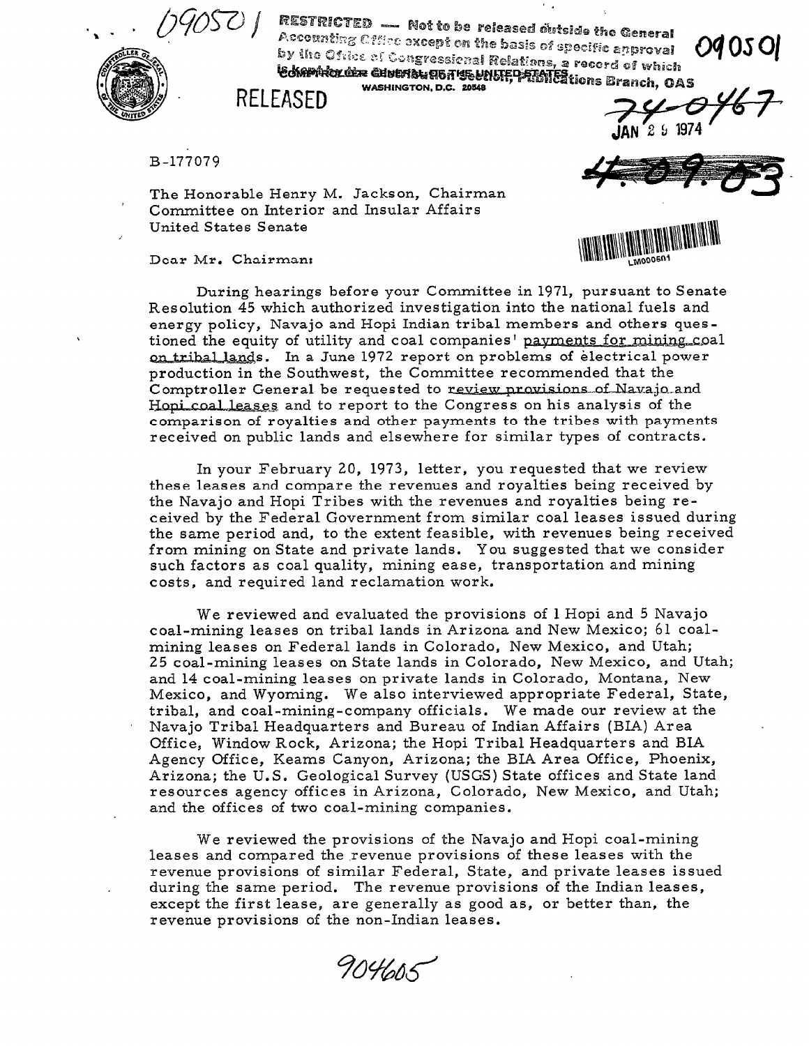09050 | RESTRICTED — Not to be released outside the General Accounting Office except on the basis of specific approval by the Office of Congressional Relations, a record of which is kept by the Distribution Section, Publications Branch, OAS

090501

COMPTROLLER GENERAL OF THE UNITED STATES
WASHINGTON, D.C. 20548

RELEASED

74-0467

JAN 29 1974

B-177079

The Honorable Henry M. Jackson, Chairman
Committee on Interior and Insular Affairs
United States Senate

LM090501

Dear Mr. Chairman:

During hearings before your Committee in 1971, pursuant to Senate Resolution 45 which authorized investigation into the national fuels and energy policy, Navajo and Hopi Indian tribal members and others questioned the equity of utility and coal companies' payments for mining coal on tribal lands. In a June 1972 report on problems of electrical power production in the Southwest, the Committee recommended that the Comptroller General be requested to review provisions of Navajo and Hopi coal leases and to report to the Congress on his analysis of the comparison of royalties and other payments to the tribes with payments received on public lands and elsewhere for similar types of contracts.

In your February 20, 1973, letter, you requested that we review these leases and compare the revenues and royalties being received by the Navajo and Hopi Tribes with the revenues and royalties being received by the Federal Government from similar coal leases issued during the same period and, to the extent feasible, with revenues being received from mining on State and private lands. You suggested that we consider such factors as coal quality, mining ease, transportation and mining costs, and required land reclamation work.

We reviewed and evaluated the provisions of 1 Hopi and 5 Navajo coal-mining leases on tribal lands in Arizona and New Mexico; 61 coal-mining leases on Federal lands in Colorado, New Mexico, and Utah; 25 coal-mining leases on State lands in Colorado, New Mexico, and Utah; and 14 coal-mining leases on private lands in Colorado, Montana, New Mexico, and Wyoming. We also interviewed appropriate Federal, State, tribal, and coal-mining-company officials. We made our review at the Navajo Tribal Headquarters and Bureau of Indian Affairs (BIA) Area Office, Window Rock, Arizona; the Hopi Tribal Headquarters and BIA Agency Office, Keams Canyon, Arizona; the BIA Area Office, Phoenix, Arizona; the U.S. Geological Survey (USGS) State offices and State land resources agency offices in Arizona, Colorado, New Mexico, and Utah; and the offices of two coal-mining companies.

We reviewed the provisions of the Navajo and Hopi coal-mining leases and compared the revenue provisions of these leases with the revenue provisions of similar Federal, State, and private leases issued during the same period. The revenue provisions of the Indian leases, except the first lease, are generally as good as, or better than, the revenue provisions of the non-Indian leases.

904605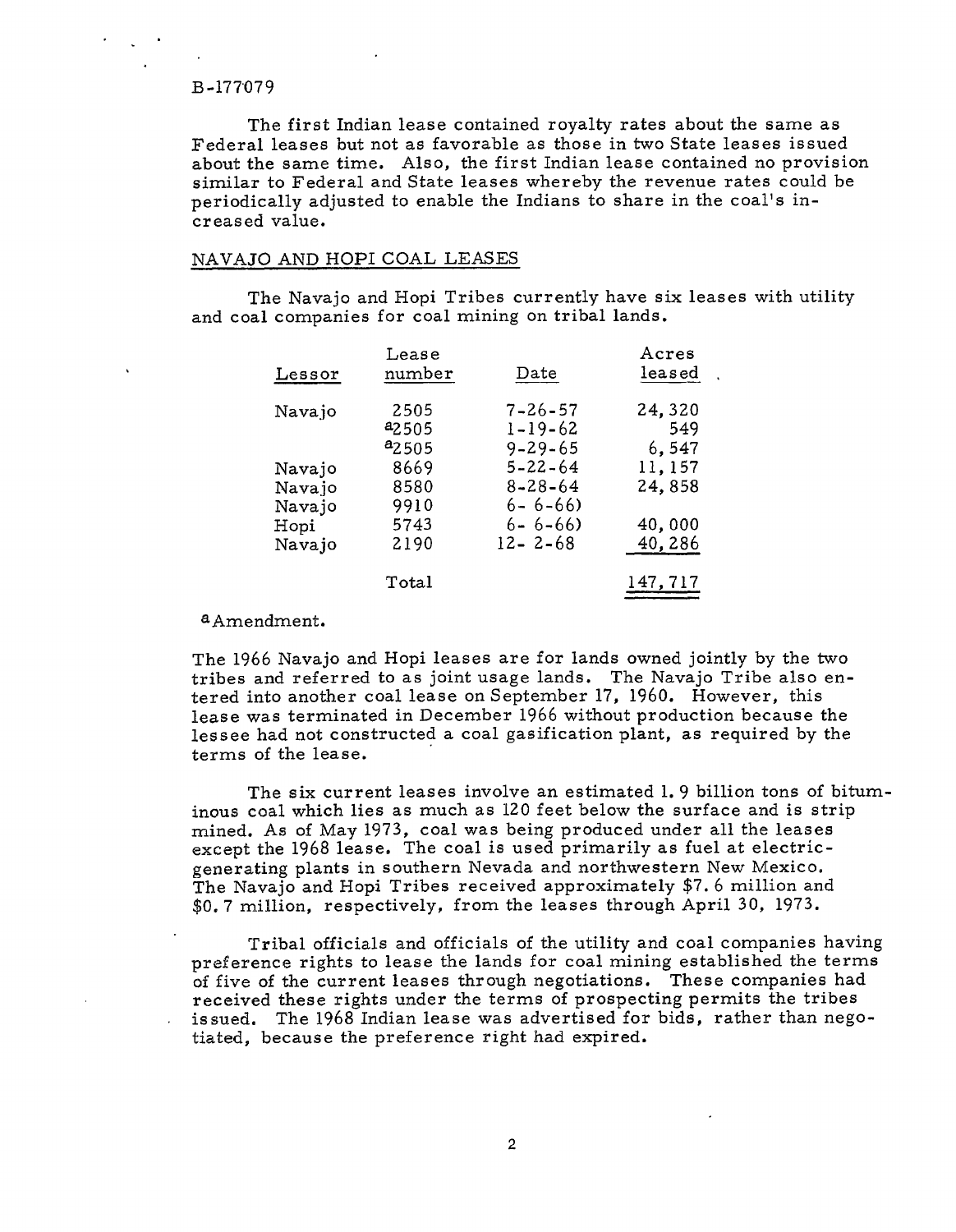B-177079

The first Indian lease contained royalty rates about the same as Federal leases but not as favorable as those in two State leases issued about the same time. Also, the first Indian lease contained no provision similar to Federal and State leases whereby the revenue rates could be periodically adjusted to enable the Indians to share in the coal's increased value.

## NAVAJO AND HOPI COAL LEASES

The Navajo and Hopi Tribes currently have six leases with utility and coal companies for coal mining on tribal lands.

| Lessor | Lease number | Date | Acres leased |
|---|---|---|---|
| Navajo | 2505 | 7-26-57 | 24,320 |
| | [a]2505 | 1-19-62 | 549 |
| | [a]2505 | 9-29-65 | 6,547 |
| Navajo | 8669 | 5-22-64 | 11,157 |
| Navajo | 8580 | 8-28-64 | 24,858 |
| Navajo | 9910 | 6- 6-66) | |
| Hopi | 5743 | 6- 6-66) | 40,000 |
| Navajo | 2190 | 12- 2-68 | 40,286 |
| | Total | | 147,717 |

[a]Amendment.

The 1966 Navajo and Hopi leases are for lands owned jointly by the two tribes and referred to as joint usage lands. The Navajo Tribe also entered into another coal lease on September 17, 1960. However, this lease was terminated in December 1966 without production because the lessee had not constructed a coal gasification plant, as required by the terms of the lease.

The six current leases involve an estimated 1.9 billion tons of bituminous coal which lies as much as 120 feet below the surface and is strip mined. As of May 1973, coal was being produced under all the leases except the 1968 lease. The coal is used primarily as fuel at electric-generating plants in southern Nevada and northwestern New Mexico. The Navajo and Hopi Tribes received approximately $7.6 million and $0.7 million, respectively, from the leases through April 30, 1973.

Tribal officials and officials of the utility and coal companies having preference rights to lease the lands for coal mining established the terms of five of the current leases through negotiations. These companies had received these rights under the terms of prospecting permits the tribes issued. The 1968 Indian lease was advertised for bids, rather than negotiated, because the preference right had expired.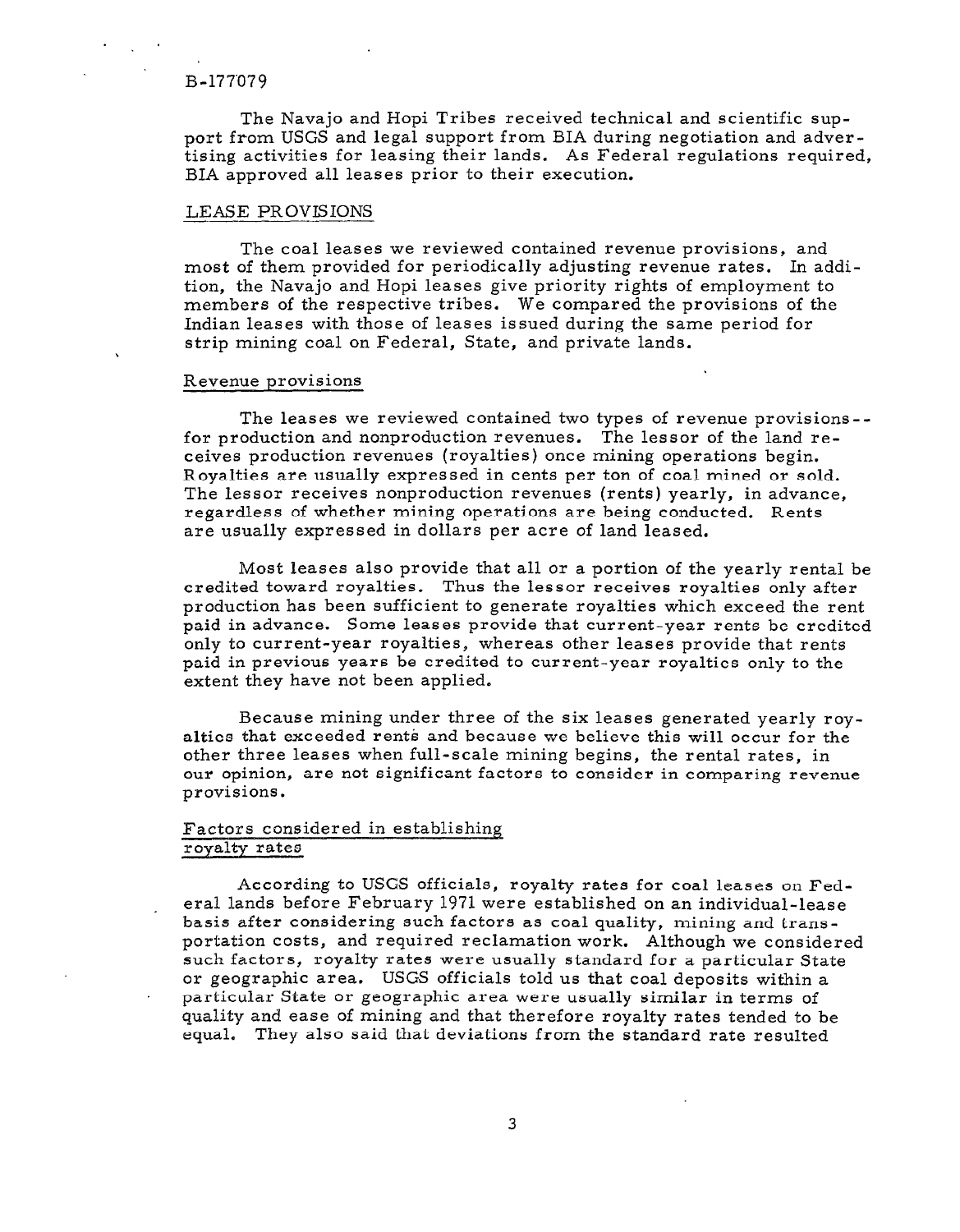B-177079

The Navajo and Hopi Tribes received technical and scientific support from USGS and legal support from BIA during negotiation and advertising activities for leasing their lands. As Federal regulations required, BIA approved all leases prior to their execution.

## LEASE PROVISIONS

The coal leases we reviewed contained revenue provisions, and most of them provided for periodically adjusting revenue rates. In addition, the Navajo and Hopi leases give priority rights of employment to members of the respective tribes. We compared the provisions of the Indian leases with those of leases issued during the same period for strip mining coal on Federal, State, and private lands.

### Revenue provisions

The leases we reviewed contained two types of revenue provisions--for production and nonproduction revenues. The lessor of the land receives production revenues (royalties) once mining operations begin. Royalties are usually expressed in cents per ton of coal mined or sold. The lessor receives nonproduction revenues (rents) yearly, in advance, regardless of whether mining operations are being conducted. Rents are usually expressed in dollars per acre of land leased.

Most leases also provide that all or a portion of the yearly rental be credited toward royalties. Thus the lessor receives royalties only after production has been sufficient to generate royalties which exceed the rent paid in advance. Some leases provide that current-year rents be credited only to current-year royalties, whereas other leases provide that rents paid in previous years be credited to current-year royalties only to the extent they have not been applied.

Because mining under three of the six leases generated yearly royalties that exceeded rents and because we believe this will occur for the other three leases when full-scale mining begins, the rental rates, in our opinion, are not significant factors to consider in comparing revenue provisions.

### Factors considered in establishing royalty rates

According to USGS officials, royalty rates for coal leases on Federal lands before February 1971 were established on an individual-lease basis after considering such factors as coal quality, mining and transportation costs, and required reclamation work. Although we considered such factors, royalty rates were usually standard for a particular State or geographic area. USGS officials told us that coal deposits within a particular State or geographic area were usually similar in terms of quality and ease of mining and that therefore royalty rates tended to be equal. They also said that deviations from the standard rate resulted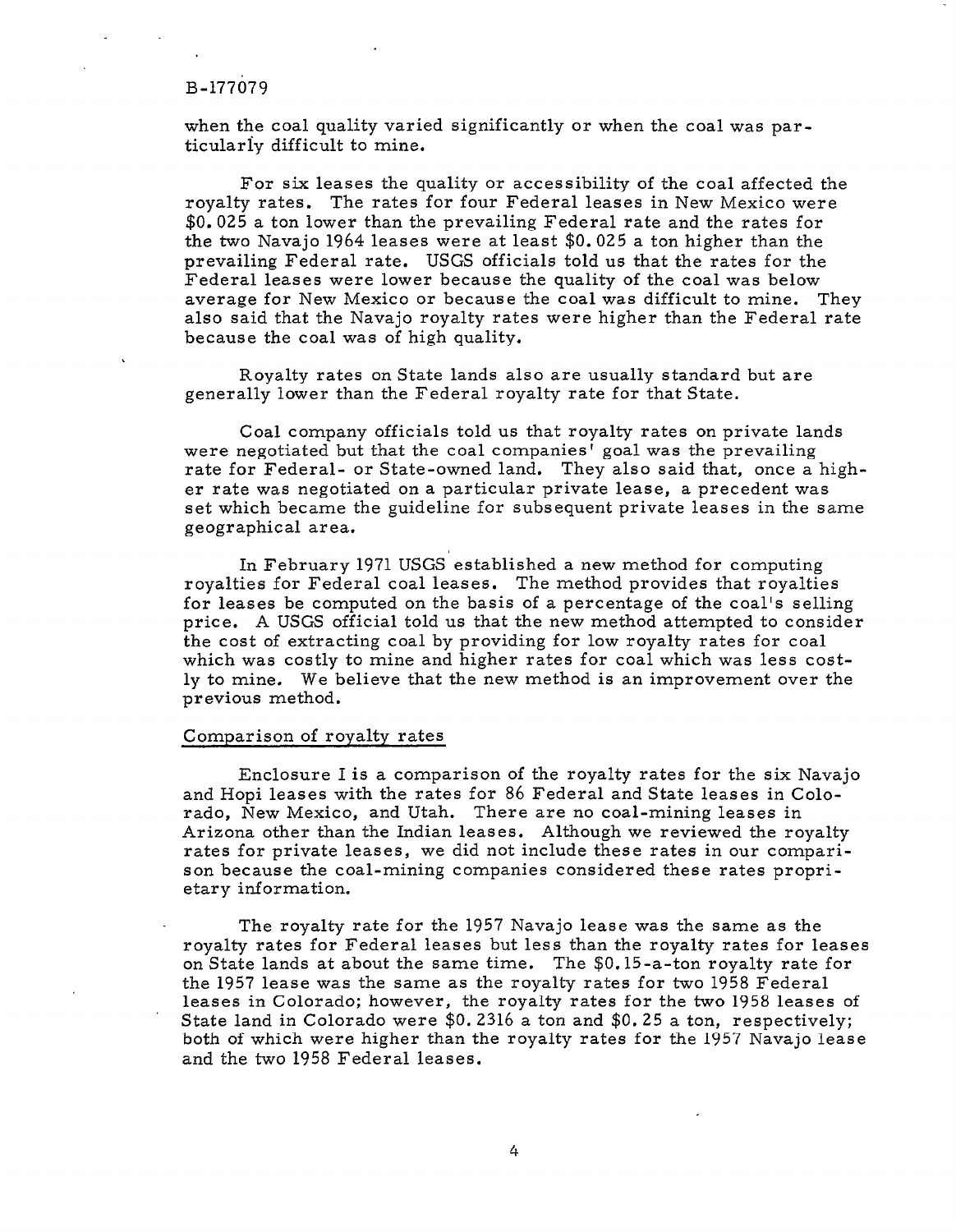when the coal quality varied significantly or when the coal was particularly difficult to mine.

For six leases the quality or accessibility of the coal affected the royalty rates. The rates for four Federal leases in New Mexico were $0.025 a ton lower than the prevailing Federal rate and the rates for the two Navajo 1964 leases were at least $0.025 a ton higher than the prevailing Federal rate. USGS officials told us that the rates for the Federal leases were lower because the quality of the coal was below average for New Mexico or because the coal was difficult to mine. They also said that the Navajo royalty rates were higher than the Federal rate because the coal was of high quality.

Royalty rates on State lands also are usually standard but are generally lower than the Federal royalty rate for that State.

Coal company officials told us that royalty rates on private lands were negotiated but that the coal companies' goal was the prevailing rate for Federal- or State-owned land. They also said that, once a higher rate was negotiated on a particular private lease, a precedent was set which became the guideline for subsequent private leases in the same geographical area.

In February 1971 USGS established a new method for computing royalties for Federal coal leases. The method provides that royalties for leases be computed on the basis of a percentage of the coal's selling price. A USGS official told us that the new method attempted to consider the cost of extracting coal by providing for low royalty rates for coal which was costly to mine and higher rates for coal which was less costly to mine. We believe that the new method is an improvement over the previous method.

Comparison of royalty rates

Enclosure I is a comparison of the royalty rates for the six Navajo and Hopi leases with the rates for 86 Federal and State leases in Colorado, New Mexico, and Utah. There are no coal-mining leases in Arizona other than the Indian leases. Although we reviewed the royalty rates for private leases, we did not include these rates in our comparison because the coal-mining companies considered these rates proprietary information.

The royalty rate for the 1957 Navajo lease was the same as the royalty rates for Federal leases but less than the royalty rates for leases on State lands at about the same time. The $0.15-a-ton royalty rate for the 1957 lease was the same as the royalty rates for two 1958 Federal leases in Colorado; however, the royalty rates for the two 1958 leases of State land in Colorado were $0.2316 a ton and $0.25 a ton, respectively; both of which were higher than the royalty rates for the 1957 Navajo lease and the two 1958 Federal leases.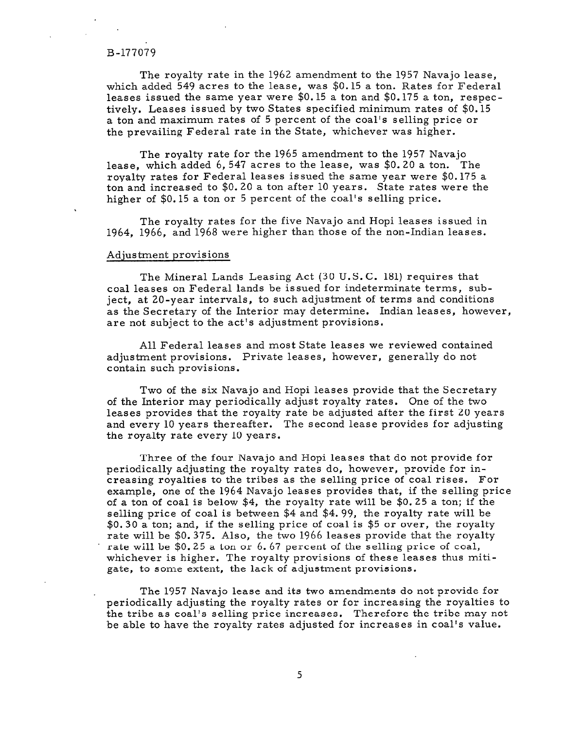B-177079

The royalty rate in the 1962 amendment to the 1957 Navajo lease, which added 549 acres to the lease, was $0.15 a ton. Rates for Federal leases issued the same year were $0.15 a ton and $0.175 a ton, respectively. Leases issued by two States specified minimum rates of $0.15 a ton and maximum rates of 5 percent of the coal's selling price or the prevailing Federal rate in the State, whichever was higher.

The royalty rate for the 1965 amendment to the 1957 Navajo lease, which added 6,547 acres to the lease, was $0.20 a ton. The royalty rates for Federal leases issued the same year were $0.175 a ton and increased to $0.20 a ton after 10 years. State rates were the higher of $0.15 a ton or 5 percent of the coal's selling price.

The royalty rates for the five Navajo and Hopi leases issued in 1964, 1966, and 1968 were higher than those of the non-Indian leases.

Adjustment provisions

The Mineral Lands Leasing Act (30 U.S.C. 181) requires that coal leases on Federal lands be issued for indeterminate terms, subject, at 20-year intervals, to such adjustment of terms and conditions as the Secretary of the Interior may determine. Indian leases, however, are not subject to the act's adjustment provisions.

All Federal leases and most State leases we reviewed contained adjustment provisions. Private leases, however, generally do not contain such provisions.

Two of the six Navajo and Hopi leases provide that the Secretary of the Interior may periodically adjust royalty rates. One of the two leases provides that the royalty rate be adjusted after the first 20 years and every 10 years thereafter. The second lease provides for adjusting the royalty rate every 10 years.

Three of the four Navajo and Hopi leases that do not provide for periodically adjusting the royalty rates do, however, provide for increasing royalties to the tribes as the selling price of coal rises. For example, one of the 1964 Navajo leases provides that, if the selling price of a ton of coal is below $4, the royalty rate will be $0.25 a ton; if the selling price of coal is between $4 and $4.99, the royalty rate will be $0.30 a ton; and, if the selling price of coal is $5 or over, the royalty rate will be $0.375. Also, the two 1966 leases provide that the royalty rate will be $0.25 a ton or 6.67 percent of the selling price of coal, whichever is higher. The royalty provisions of these leases thus mitigate, to some extent, the lack of adjustment provisions.

The 1957 Navajo lease and its two amendments do not provide for periodically adjusting the royalty rates or for increasing the royalties to the tribe as coal's selling price increases. Therefore the tribe may not be able to have the royalty rates adjusted for increases in coal's value.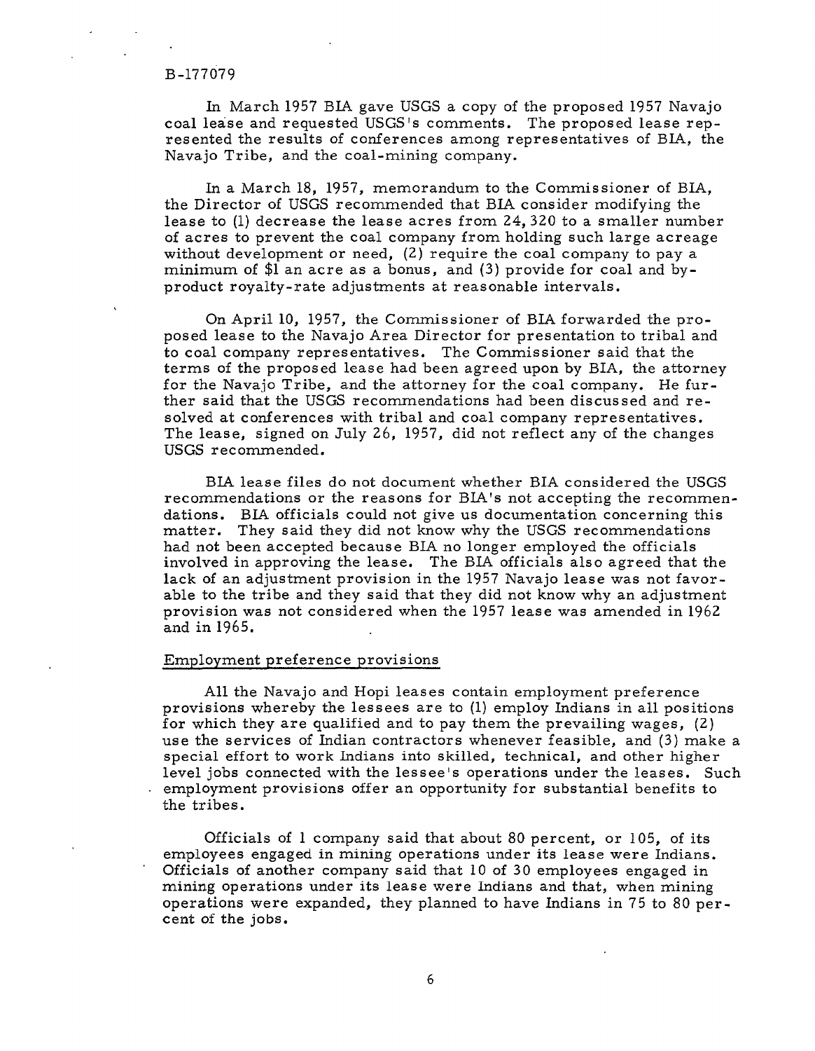In March 1957 BIA gave USGS a copy of the proposed 1957 Navajo coal lease and requested USGS's comments. The proposed lease represented the results of conferences among representatives of BIA, the Navajo Tribe, and the coal-mining company.

In a March 18, 1957, memorandum to the Commissioner of BIA, the Director of USGS recommended that BIA consider modifying the lease to (1) decrease the lease acres from 24,320 to a smaller number of acres to prevent the coal company from holding such large acreage without development or need, (2) require the coal company to pay a minimum of $1 an acre as a bonus, and (3) provide for coal and by-product royalty-rate adjustments at reasonable intervals.

On April 10, 1957, the Commissioner of BIA forwarded the proposed lease to the Navajo Area Director for presentation to tribal and to coal company representatives. The Commissioner said that the terms of the proposed lease had been agreed upon by BIA, the attorney for the Navajo Tribe, and the attorney for the coal company. He further said that the USGS recommendations had been discussed and resolved at conferences with tribal and coal company representatives. The lease, signed on July 26, 1957, did not reflect any of the changes USGS recommended.

BIA lease files do not document whether BIA considered the USGS recommendations or the reasons for BIA's not accepting the recommendations. BIA officials could not give us documentation concerning this matter. They said they did not know why the USGS recommendations had not been accepted because BIA no longer employed the officials involved in approving the lease. The BIA officials also agreed that the lack of an adjustment provision in the 1957 Navajo lease was not favorable to the tribe and they said that they did not know why an adjustment provision was not considered when the 1957 lease was amended in 1962 and in 1965.

Employment preference provisions

All the Navajo and Hopi leases contain employment preference provisions whereby the lessees are to (1) employ Indians in all positions for which they are qualified and to pay them the prevailing wages, (2) use the services of Indian contractors whenever feasible, and (3) make a special effort to work Indians into skilled, technical, and other higher level jobs connected with the lessee's operations under the leases. Such employment provisions offer an opportunity for substantial benefits to the tribes.

Officials of 1 company said that about 80 percent, or 105, of its employees engaged in mining operations under its lease were Indians. Officials of another company said that 10 of 30 employees engaged in mining operations under its lease were Indians and that, when mining operations were expanded, they planned to have Indians in 75 to 80 percent of the jobs.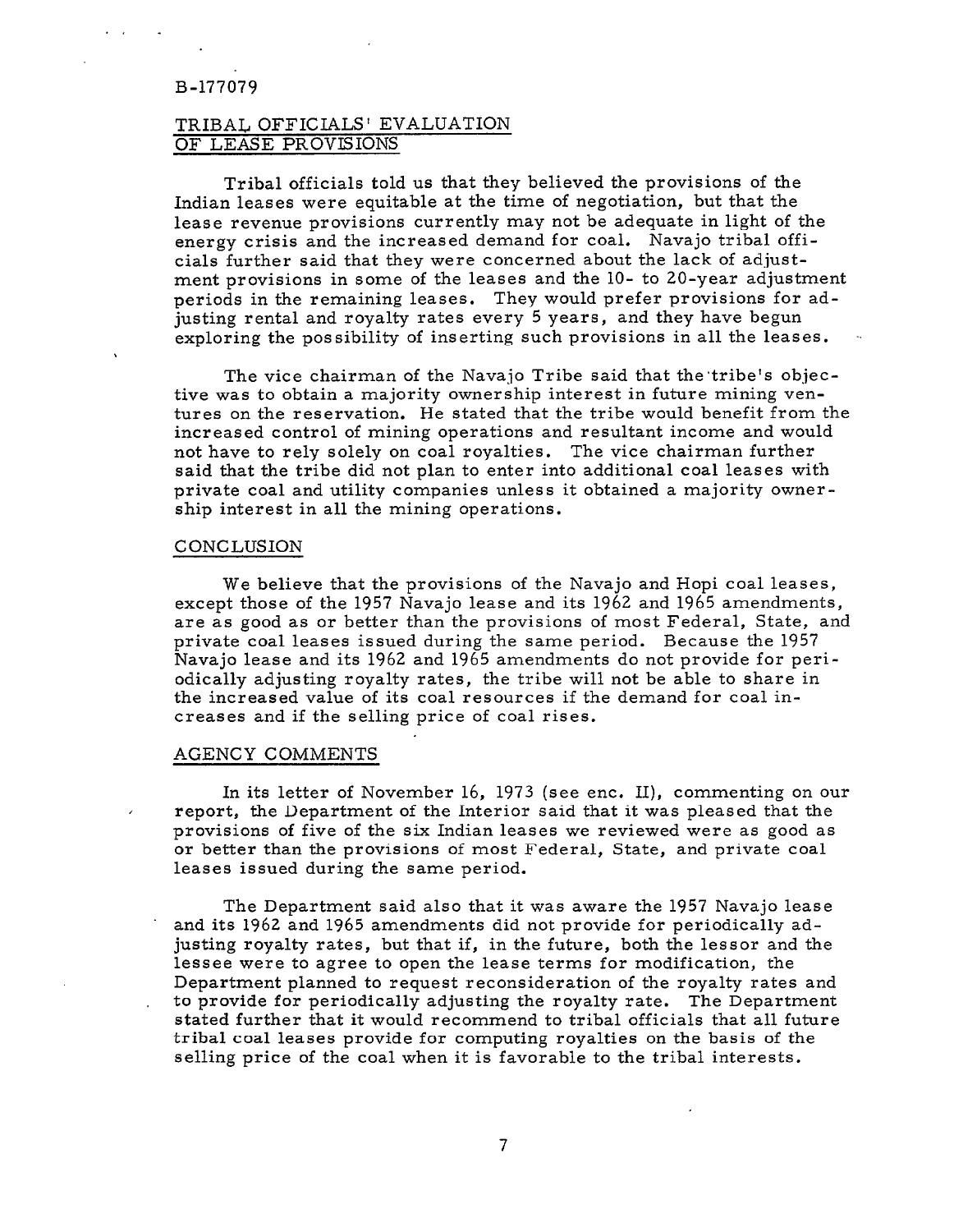B-177079

## TRIBAL OFFICIALS' EVALUATION OF LEASE PROVISIONS

Tribal officials told us that they believed the provisions of the Indian leases were equitable at the time of negotiation, but that the lease revenue provisions currently may not be adequate in light of the energy crisis and the increased demand for coal. Navajo tribal officials further said that they were concerned about the lack of adjustment provisions in some of the leases and the 10- to 20-year adjustment periods in the remaining leases. They would prefer provisions for adjusting rental and royalty rates every 5 years, and they have begun exploring the possibility of inserting such provisions in all the leases.

The vice chairman of the Navajo Tribe said that the tribe's objective was to obtain a majority ownership interest in future mining ventures on the reservation. He stated that the tribe would benefit from the increased control of mining operations and resultant income and would not have to rely solely on coal royalties. The vice chairman further said that the tribe did not plan to enter into additional coal leases with private coal and utility companies unless it obtained a majority ownership interest in all the mining operations.

## CONCLUSION

We believe that the provisions of the Navajo and Hopi coal leases, except those of the 1957 Navajo lease and its 1962 and 1965 amendments, are as good as or better than the provisions of most Federal, State, and private coal leases issued during the same period. Because the 1957 Navajo lease and its 1962 and 1965 amendments do not provide for periodically adjusting royalty rates, the tribe will not be able to share in the increased value of its coal resources if the demand for coal increases and if the selling price of coal rises.

## AGENCY COMMENTS

In its letter of November 16, 1973 (see enc. II), commenting on our report, the Department of the Interior said that it was pleased that the provisions of five of the six Indian leases we reviewed were as good as or better than the provisions of most Federal, State, and private coal leases issued during the same period.

The Department said also that it was aware the 1957 Navajo lease and its 1962 and 1965 amendments did not provide for periodically adjusting royalty rates, but that if, in the future, both the lessor and the lessee were to agree to open the lease terms for modification, the Department planned to request reconsideration of the royalty rates and to provide for periodically adjusting the royalty rate. The Department stated further that it would recommend to tribal officials that all future tribal coal leases provide for computing royalties on the basis of the selling price of the coal when it is favorable to the tribal interests.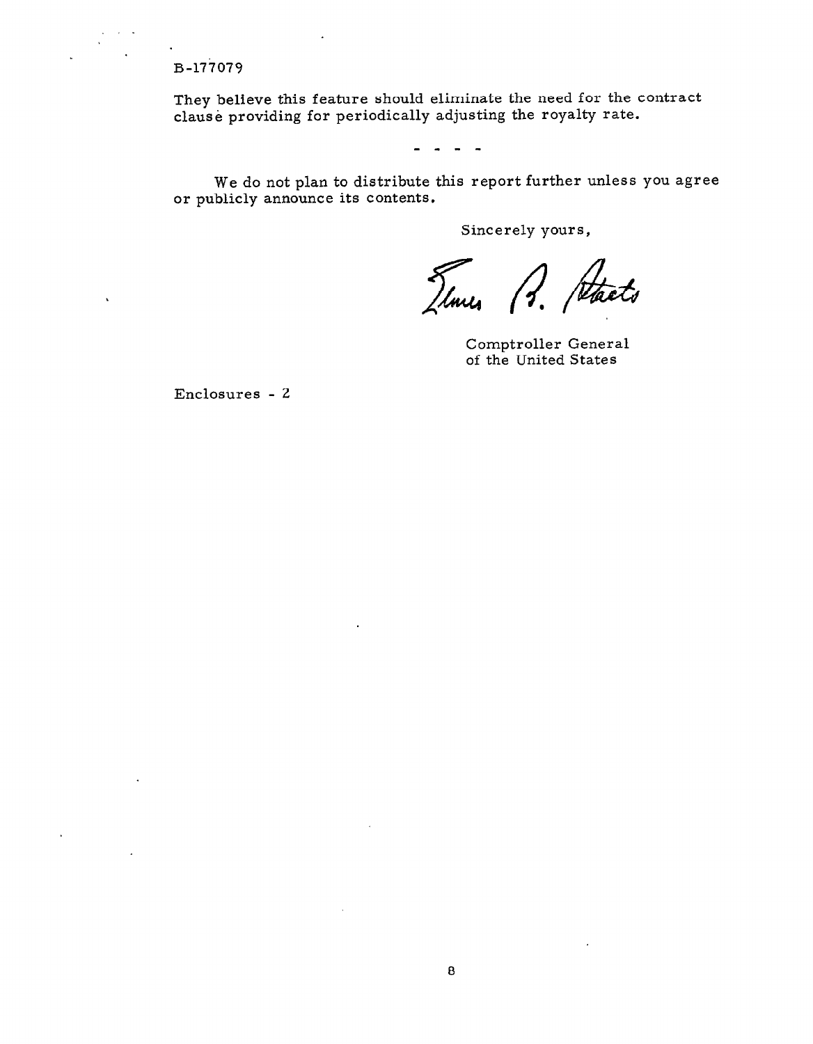B-177079

They believe this feature should eliminate the need for the contract clause providing for periodically adjusting the royalty rate.

- - - -

We do not plan to distribute this report further unless you agree or publicly announce its contents.

Sincerely yours,

Elmer B. Staats

Comptroller General
of the United States

Enclosures - 2